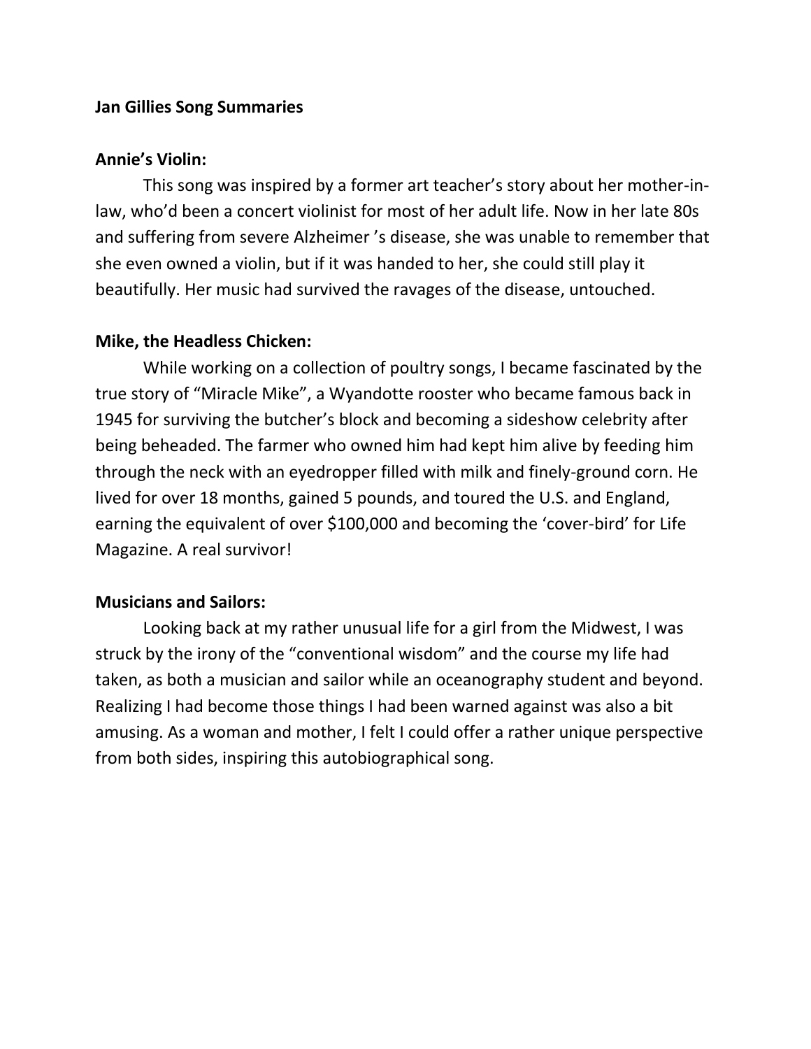**Jan Gillies Song Summaries**

**Annie's Violin:**

This song was inspired by a former art teacher's story about her mother-in-law, who'd been a concert violinist for most of her adult life. Now in her late 80s and suffering from severe Alzheimer 's disease, she was unable to remember that she even owned a violin, but if it was handed to her, she could still play it beautifully. Her music had survived the ravages of the disease, untouched.

**Mike, the Headless Chicken:**

While working on a collection of poultry songs, I became fascinated by the true story of "Miracle Mike", a Wyandotte rooster who became famous back in 1945 for surviving the butcher's block and becoming a sideshow celebrity after being beheaded. The farmer who owned him had kept him alive by feeding him through the neck with an eyedropper filled with milk and finely-ground corn. He lived for over 18 months, gained 5 pounds, and toured the U.S. and England, earning the equivalent of over $100,000 and becoming the 'cover-bird' for Life Magazine. A real survivor!

**Musicians and Sailors:**

Looking back at my rather unusual life for a girl from the Midwest, I was struck by the irony of the "conventional wisdom" and the course my life had taken, as both a musician and sailor while an oceanography student and beyond. Realizing I had become those things I had been warned against was also a bit amusing. As a woman and mother, I felt I could offer a rather unique perspective from both sides, inspiring this autobiographical song.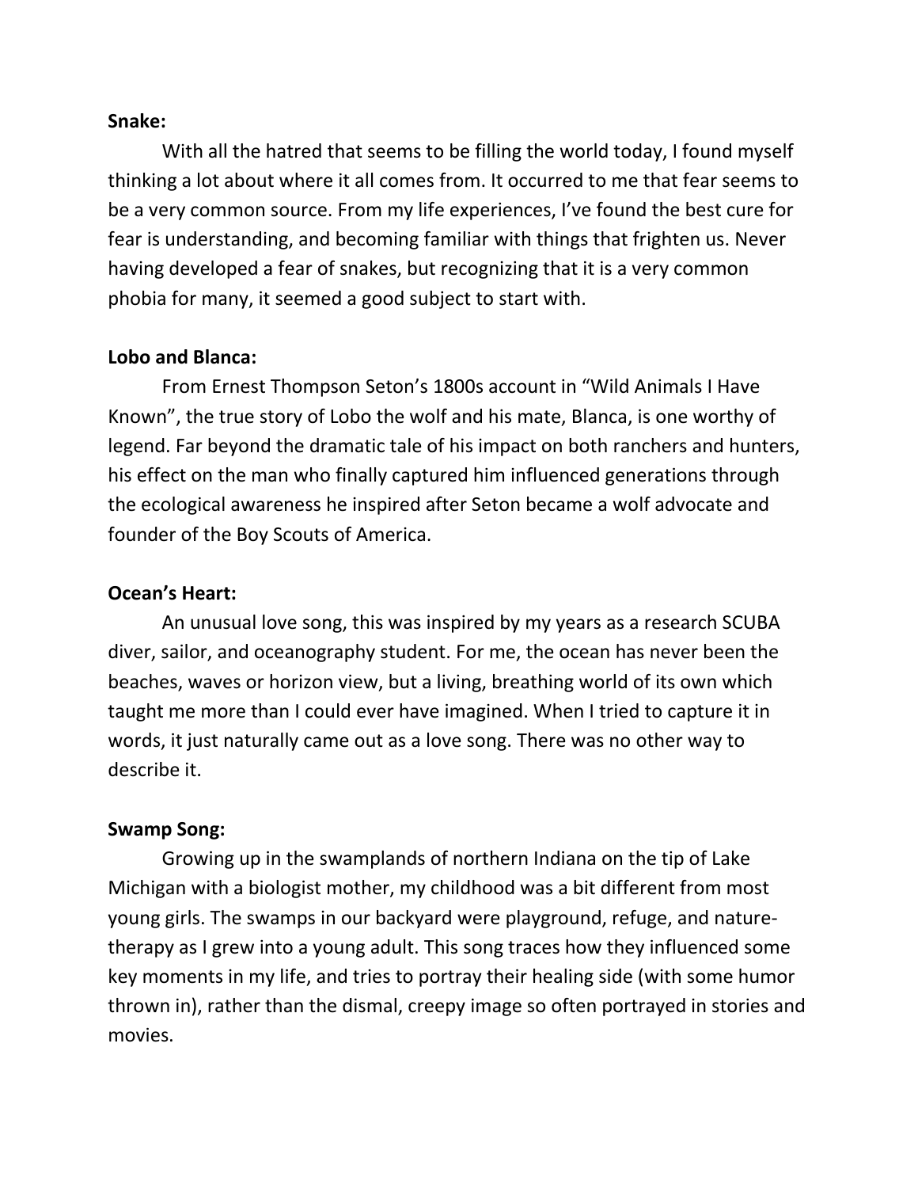**Snake:**

With all the hatred that seems to be filling the world today, I found myself thinking a lot about where it all comes from. It occurred to me that fear seems to be a very common source. From my life experiences, I've found the best cure for fear is understanding, and becoming familiar with things that frighten us. Never having developed a fear of snakes, but recognizing that it is a very common phobia for many, it seemed a good subject to start with.

**Lobo and Blanca:**

From Ernest Thompson Seton's 1800s account in "Wild Animals I Have Known", the true story of Lobo the wolf and his mate, Blanca, is one worthy of legend. Far beyond the dramatic tale of his impact on both ranchers and hunters, his effect on the man who finally captured him influenced generations through the ecological awareness he inspired after Seton became a wolf advocate and founder of the Boy Scouts of America.

**Ocean's Heart:**

An unusual love song, this was inspired by my years as a research SCUBA diver, sailor, and oceanography student. For me, the ocean has never been the beaches, waves or horizon view, but a living, breathing world of its own which taught me more than I could ever have imagined. When I tried to capture it in words, it just naturally came out as a love song. There was no other way to describe it.

**Swamp Song:**

Growing up in the swamplands of northern Indiana on the tip of Lake Michigan with a biologist mother, my childhood was a bit different from most young girls. The swamps in our backyard were playground, refuge, and nature-therapy as I grew into a young adult. This song traces how they influenced some key moments in my life, and tries to portray their healing side (with some humor thrown in), rather than the dismal, creepy image so often portrayed in stories and movies.